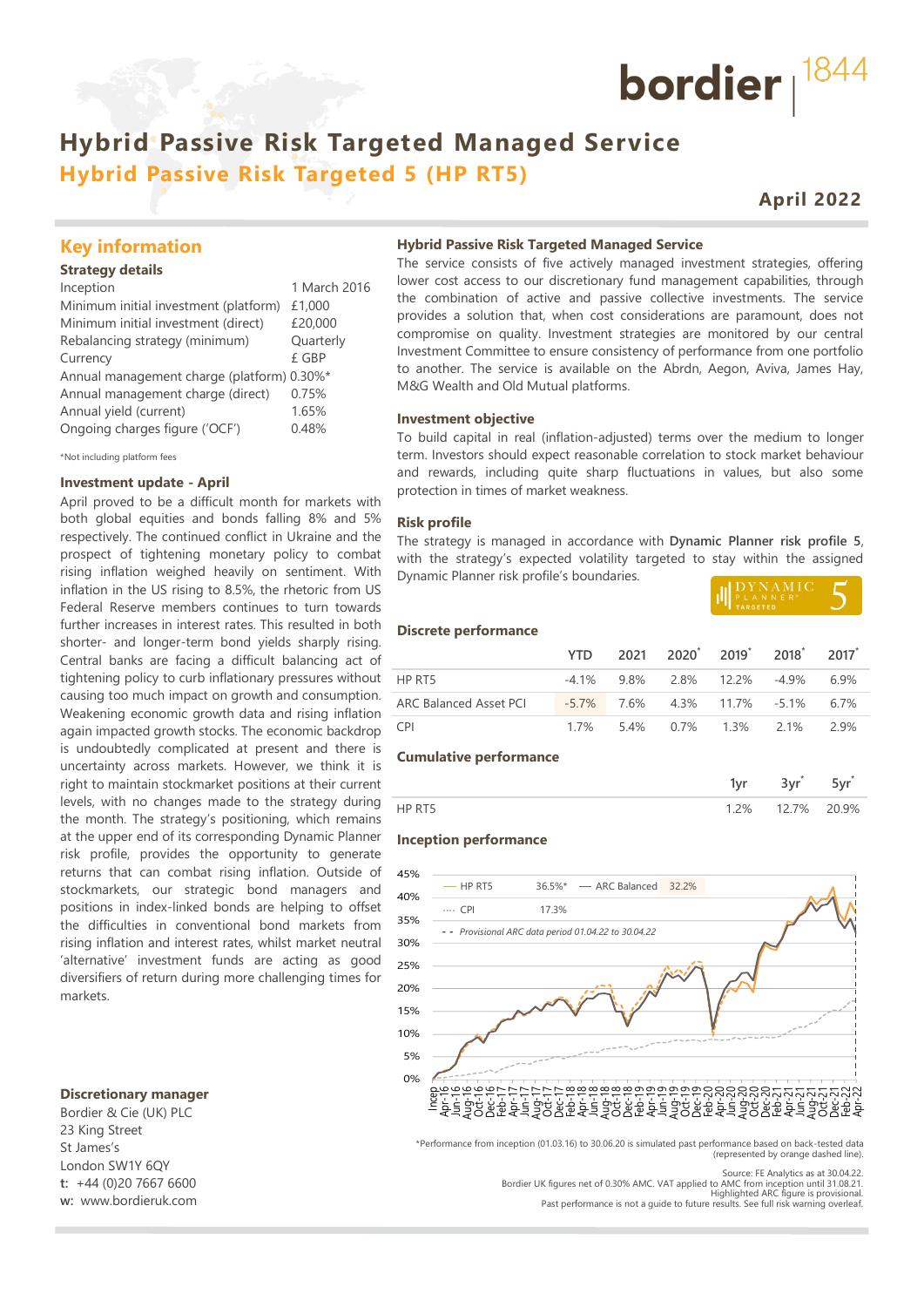# Hybrid Passive Risk Targeted Managed Service

## Hybrid Passive Risk Targeted 5 (HP RT5)

**April 2022**

## Key information

### Strategy details

| | |
|---|---|
| Inception | 1 March 2016 |
| Minimum initial investment (platform) | £1,000 |
| Minimum initial investment (direct) | £20,000 |
| Rebalancing strategy (minimum) | Quarterly |
| Currency | £ GBP |
| Annual management charge (platform) | 0.30%* |
| Annual management charge (direct) | 0.75% |
| Annual yield (current) | 1.65% |
| Ongoing charges figure ('OCF') | 0.48% |

*Not including platform fees

### Investment update - April

April proved to be a difficult month for markets with both global equities and bonds falling 8% and 5% respectively. The continued conflict in Ukraine and the prospect of tightening monetary policy to combat rising inflation weighed heavily on sentiment. With inflation in the US rising to 8.5%, the rhetoric from US Federal Reserve members continues to turn towards further increases in interest rates. This resulted in both shorter- and longer-term bond yields sharply rising. Central banks are facing a difficult balancing act of tightening policy to curb inflationary pressures without causing too much impact on growth and consumption. Weakening economic growth data and rising inflation again impacted growth stocks. The economic backdrop is undoubtedly complicated at present and there is uncertainty across markets. However, we think it is right to maintain stockmarket positions at their current levels, with no changes made to the strategy during the month. The strategy's positioning, which remains at the upper end of its corresponding Dynamic Planner risk profile, provides the opportunity to generate returns that can combat rising inflation. Outside of stockmarkets, our strategic bond managers and positions in index-linked bonds are helping to offset the difficulties in conventional bond markets from rising inflation and interest rates, whilst market neutral 'alternative' investment funds are acting as good diversifiers of return during more challenging times for markets.

### Discretionary manager

Bordier & Cie (UK) PLC
23 King Street
St James's
London SW1Y 6QY
**t:** +44 (0)20 7667 6600
**w:** www.bordieruk.com

### Hybrid Passive Risk Targeted Managed Service

The service consists of five actively managed investment strategies, offering lower cost access to our discretionary fund management capabilities, through the combination of active and passive collective investments. The service provides a solution that, when cost considerations are paramount, does not compromise on quality. Investment strategies are monitored by our central Investment Committee to ensure consistency of performance from one portfolio to another. The service is available on the Abrdn, Aegon, Aviva, James Hay, M&G Wealth and Old Mutual platforms.

### Investment objective

To build capital in real (inflation-adjusted) terms over the medium to longer term. Investors should expect reasonable correlation to stock market behaviour and rewards, including quite sharp fluctuations in values, but also some protection in times of market weakness.

### Risk profile

The strategy is managed in accordance with **Dynamic Planner risk profile 5**, with the strategy's expected volatility targeted to stay within the assigned Dynamic Planner risk profile's boundaries.

DYNAMIC PLANNER® TARGETED 5

### Discrete performance

| | YTD | 2021 | 2020* | 2019* | 2018* | 2017* |
|---|---|---|---|---|---|---|
| HP RT5 | -4.1% | 9.8% | 2.8% | 12.2% | -4.9% | 6.9% |
| ARC Balanced Asset PCI | -5.7% | 7.6% | 4.3% | 11.7% | -5.1% | 6.7% |
| CPI | 1.7% | 5.4% | 0.7% | 1.3% | 2.1% | 2.9% |

### Cumulative performance

| | 1yr | 3yr* | 5yr* |
|---|---|---|---|
| HP RT5 | 1.2% | 12.7% | 20.9% |

### Inception performance

HP RT5 36.5%* — ARC Balanced 32.2% — CPI 17.3%
Provisional ARC data period 01.04.22 to 30.04.22

*Performance from inception (01.03.16) to 30.06.20 is simulated past performance based on back-tested data (represented by orange dashed line).

Source: FE Analytics as at 30.04.22.
Bordier UK figures net of 0.30% AMC. VAT applied to AMC from inception until 31.08.21.
Highlighted ARC figure is provisional.
Past performance is not a guide to future results. See full risk warning overleaf.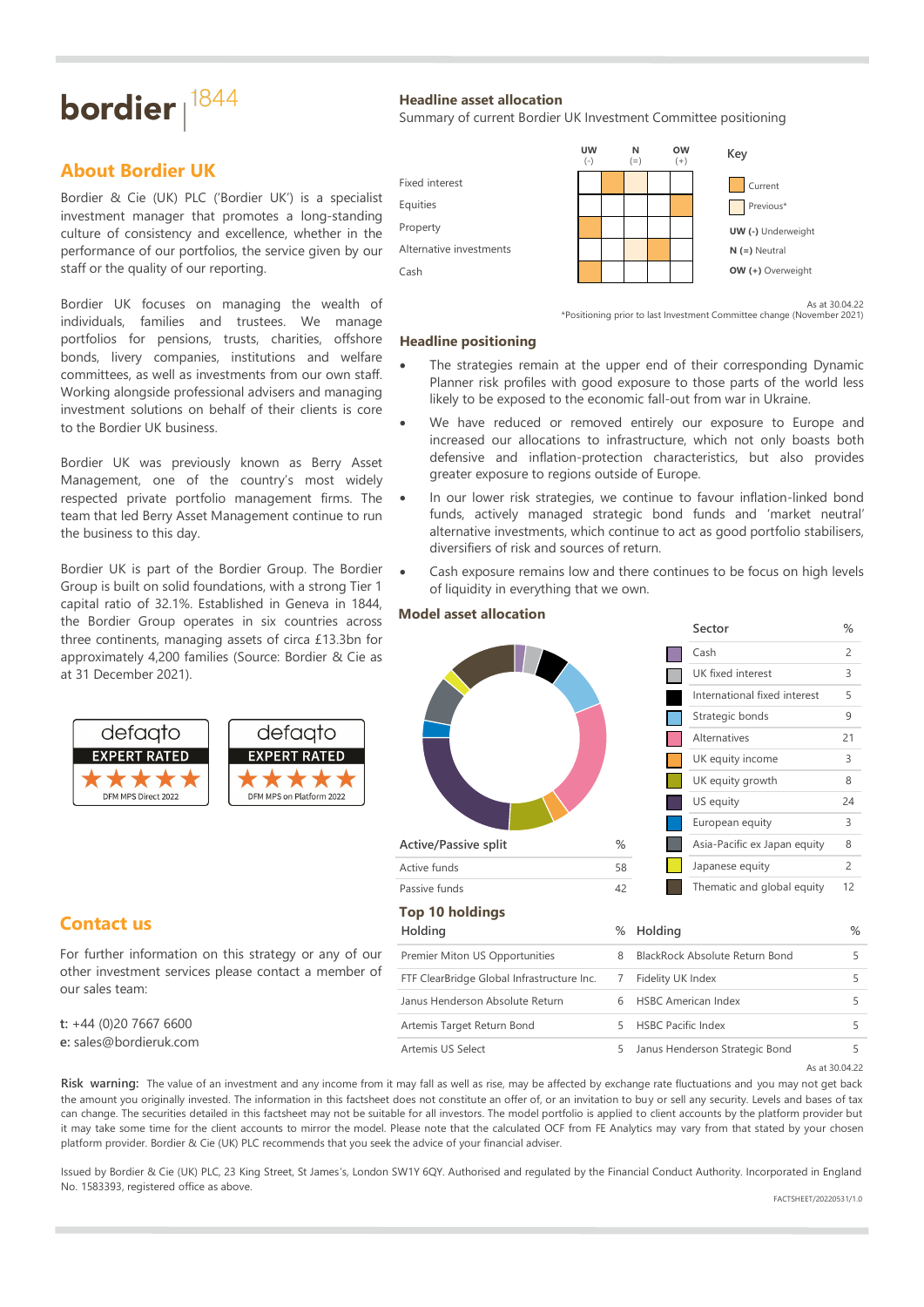# bordier | 1844

## About Bordier UK

Bordier & Cie (UK) PLC ('Bordier UK') is a specialist investment manager that promotes a long-standing culture of consistency and excellence, whether in the performance of our portfolios, the service given by our staff or the quality of our reporting.

Bordier UK focuses on managing the wealth of individuals, families and trustees. We manage portfolios for pensions, trusts, charities, offshore bonds, livery companies, institutions and welfare committees, as well as investments from our own staff. Working alongside professional advisers and managing investment solutions on behalf of their clients is core to the Bordier UK business.

Bordier UK was previously known as Berry Asset Management, one of the country's most widely respected private portfolio management firms. The team that led Berry Asset Management continue to run the business to this day.

Bordier UK is part of the Bordier Group. The Bordier Group is built on solid foundations, with a strong Tier 1 capital ratio of 32.1%. Established in Geneva in 1844, the Bordier Group operates in six countries across three continents, managing assets of circa £13.3bn for approximately 4,200 families (Source: Bordier & Cie as at 31 December 2021).

defaqto EXPERT RATED ★★★★★ DFM MPS Direct 2022

defaqto EXPERT RATED ★★★★★ DFM MPS on Platform 2022

## Contact us

For further information on this strategy or any of our other investment services please contact a member of our sales team:

**t:** +44 (0)20 7667 6600
**e:** sales@bordieruk.com

## Headline asset allocation

Summary of current Bordier UK Investment Committee positioning

UW (-) N (=) OW (+)

Fixed interest
Equities
Property
Alternative investments
Cash

Key
Current
Previous*
UW (-) Underweight
N (=) Neutral
OW (+) Overweight

As at 30.04.22
*Positioning prior to last Investment Committee change (November 2021)

## Headline positioning

- The strategies remain at the upper end of their corresponding Dynamic Planner risk profiles with good exposure to those parts of the world less likely to be exposed to the economic fall-out from war in Ukraine.
- We have reduced or removed entirely our exposure to Europe and increased our allocations to infrastructure, which not only boasts both defensive and inflation-protection characteristics, but also provides greater exposure to regions outside of Europe.
- In our lower risk strategies, we continue to favour inflation-linked bond funds, actively managed strategic bond funds and 'market neutral' alternative investments, which continue to act as good portfolio stabilisers, diversifiers of risk and sources of return.
- Cash exposure remains low and there continues to be focus on high levels of liquidity in everything that we own.

## Model asset allocation

| Sector | % |
|---|---|
| Cash | 2 |
| UK fixed interest | 3 |
| International fixed interest | 5 |
| Strategic bonds | 9 |
| Alternatives | 21 |
| UK equity income | 3 |
| UK equity growth | 8 |
| US equity | 24 |
| European equity | 3 |
| Asia-Pacific ex Japan equity | 8 |
| Japanese equity | 2 |
| Thematic and global equity | 12 |

| Active/Passive split | % |
|---|---|
| Active funds | 58 |
| Passive funds | 42 |

## Top 10 holdings

| Holding | % | Holding | % |
|---|---|---|---|
| Premier Miton US Opportunities | 8 | BlackRock Absolute Return Bond | 5 |
| FTF ClearBridge Global Infrastructure Inc. | 7 | Fidelity UK Index | 5 |
| Janus Henderson Absolute Return | 6 | HSBC American Index | 5 |
| Artemis Target Return Bond | 5 | HSBC Pacific Index | 5 |
| Artemis US Select | 5 | Janus Henderson Strategic Bond | 5 |

As at 30.04.22

**Risk warning:** The value of an investment and any income from it may fall as well as rise, may be affected by exchange rate fluctuations and you may not get back the amount you originally invested. The information in this factsheet does not constitute an offer of, or an invitation to buy or sell any security. Levels and bases of tax can change. The securities detailed in this factsheet may not be suitable for all investors. The model portfolio is applied to client accounts by the platform provider but it may take some time for the client accounts to mirror the model. Please note that the calculated OCF from FE Analytics may vary from that stated by your chosen platform provider. Bordier & Cie (UK) PLC recommends that you seek the advice of your financial adviser.

Issued by Bordier & Cie (UK) PLC, 23 King Street, St James's, London SW1Y 6QY. Authorised and regulated by the Financial Conduct Authority. Incorporated in England No. 1583393, registered office as above.

FACTSHEET/20220531/1.0